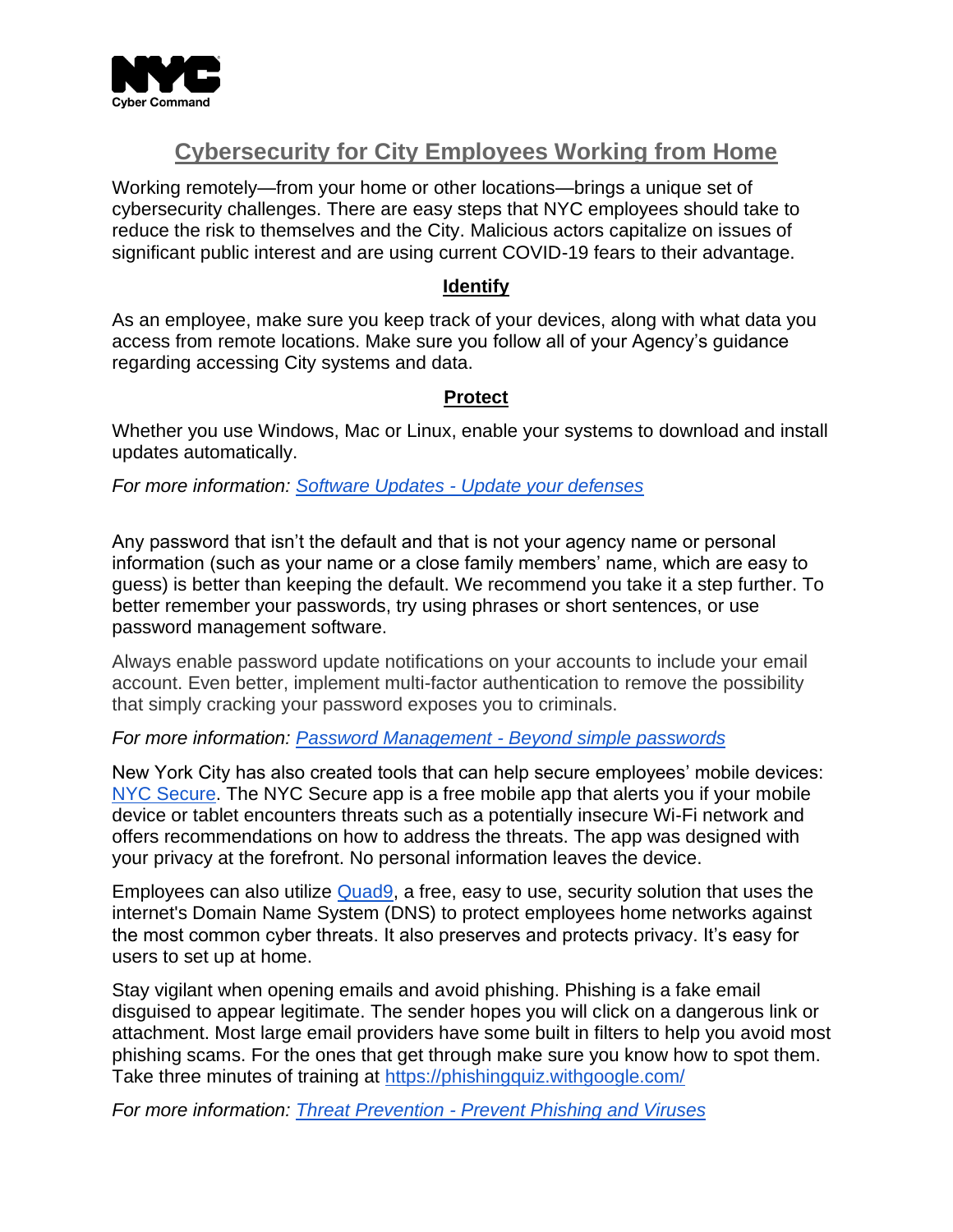NYC Cyber Command

# Cybersecurity for City Employees Working from Home

Working remotely—from your home or other locations—brings a unique set of cybersecurity challenges. There are easy steps that NYC employees should take to reduce the risk to themselves and the City. Malicious actors capitalize on issues of significant public interest and are using current COVID-19 fears to their advantage.

## Identify

As an employee, make sure you keep track of your devices, along with what data you access from remote locations. Make sure you follow all of your Agency's guidance regarding accessing City systems and data.

## Protect

Whether you use Windows, Mac or Linux, enable your systems to download and install updates automatically.

*For more information: Software Updates - Update your defenses*

Any password that isn't the default and that is not your agency name or personal information (such as your name or a close family members' name, which are easy to guess) is better than keeping the default. We recommend you take it a step further. To better remember your passwords, try using phrases or short sentences, or use password management software.

Always enable password update notifications on your accounts to include your email account. Even better, implement multi-factor authentication to remove the possibility that simply cracking your password exposes you to criminals.

*For more information: Password Management - Beyond simple passwords*

New York City has also created tools that can help secure employees' mobile devices: NYC Secure. The NYC Secure app is a free mobile app that alerts you if your mobile device or tablet encounters threats such as a potentially insecure Wi-Fi network and offers recommendations on how to address the threats. The app was designed with your privacy at the forefront. No personal information leaves the device.

Employees can also utilize Quad9, a free, easy to use, security solution that uses the internet's Domain Name System (DNS) to protect employees home networks against the most common cyber threats. It also preserves and protects privacy. It's easy for users to set up at home.

Stay vigilant when opening emails and avoid phishing. Phishing is a fake email disguised to appear legitimate. The sender hopes you will click on a dangerous link or attachment. Most large email providers have some built in filters to help you avoid most phishing scams. For the ones that get through make sure you know how to spot them. Take three minutes of training at https://phishingquiz.withgoogle.com/

*For more information: Threat Prevention - Prevent Phishing and Viruses*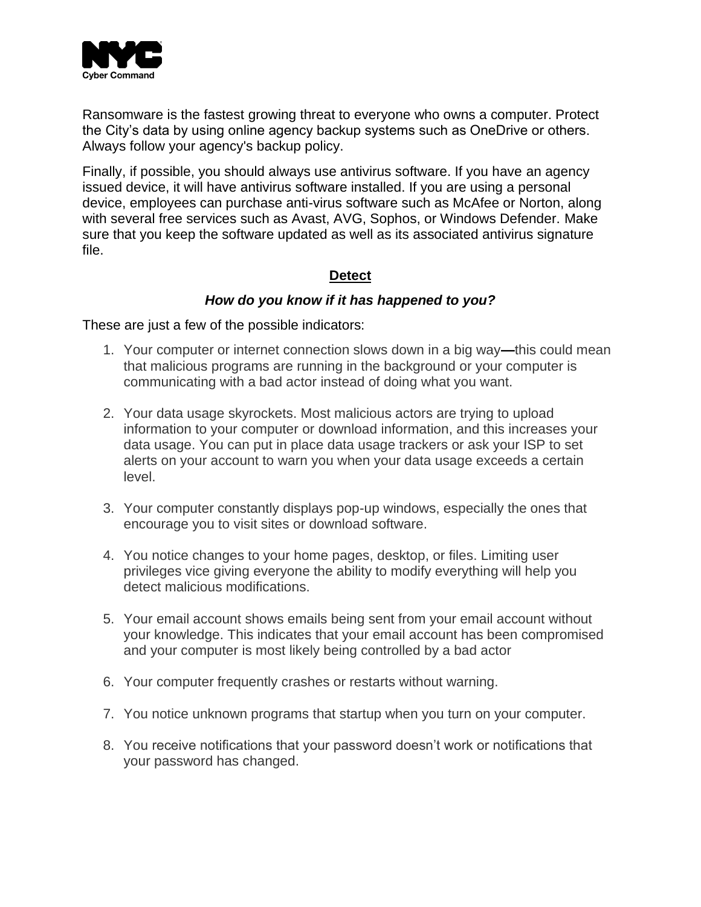Ransomware is the fastest growing threat to everyone who owns a computer. Protect the City's data by using online agency backup systems such as OneDrive or others. Always follow your agency's backup policy.

Finally, if possible, you should always use antivirus software. If you have an agency issued device, it will have antivirus software installed. If you are using a personal device, employees can purchase anti-virus software such as McAfee or Norton, along with several free services such as Avast, AVG, Sophos, or Windows Defender. Make sure that you keep the software updated as well as its associated antivirus signature file.

## Detect

### *How do you know if it has happened to you?*

These are just a few of the possible indicators:

1. Your computer or internet connection slows down in a big way—this could mean that malicious programs are running in the background or your computer is communicating with a bad actor instead of doing what you want.

2. Your data usage skyrockets. Most malicious actors are trying to upload information to your computer or download information, and this increases your data usage. You can put in place data usage trackers or ask your ISP to set alerts on your account to warn you when your data usage exceeds a certain level.

3. Your computer constantly displays pop-up windows, especially the ones that encourage you to visit sites or download software.

4. You notice changes to your home pages, desktop, or files. Limiting user privileges vice giving everyone the ability to modify everything will help you detect malicious modifications.

5. Your email account shows emails being sent from your email account without your knowledge. This indicates that your email account has been compromised and your computer is most likely being controlled by a bad actor

6. Your computer frequently crashes or restarts without warning.

7. You notice unknown programs that startup when you turn on your computer.

8. You receive notifications that your password doesn't work or notifications that your password has changed.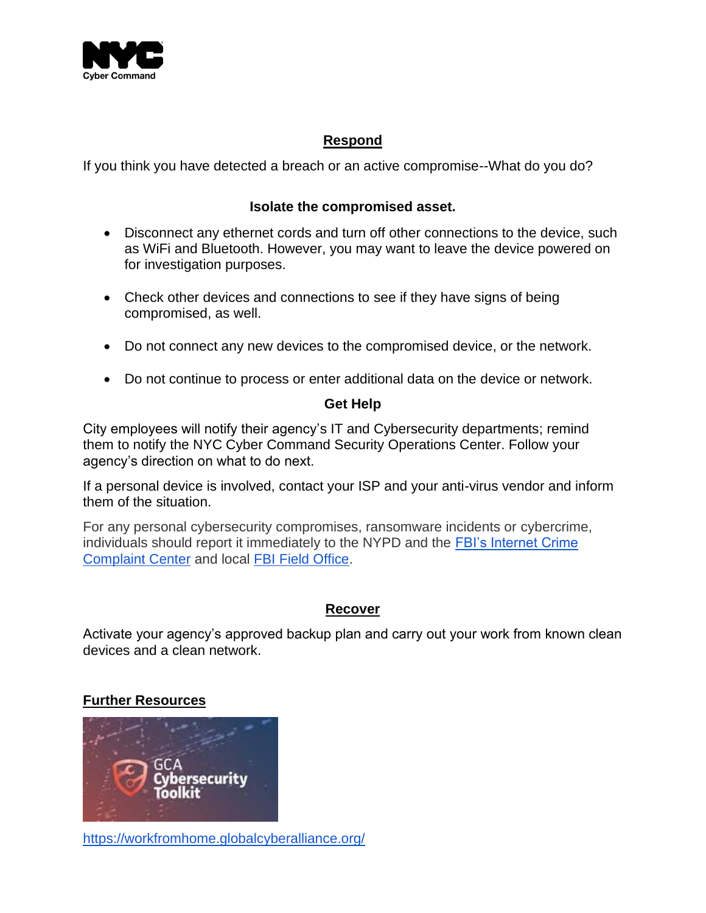## Respond

If you think you have detected a breach or an active compromise--What do you do?

### Isolate the compromised asset.

- Disconnect any ethernet cords and turn off other connections to the device, such as WiFi and Bluetooth. However, you may want to leave the device powered on for investigation purposes.
- Check other devices and connections to see if they have signs of being compromised, as well.
- Do not connect any new devices to the compromised device, or the network.
- Do not continue to process or enter additional data on the device or network.

### Get Help

City employees will notify their agency's IT and Cybersecurity departments; remind them to notify the NYC Cyber Command Security Operations Center. Follow your agency's direction on what to do next.

If a personal device is involved, contact your ISP and your anti-virus vendor and inform them of the situation.

For any personal cybersecurity compromises, ransomware incidents or cybercrime, individuals should report it immediately to the NYPD and the FBI's Internet Crime Complaint Center and local FBI Field Office.

## Recover

Activate your agency's approved backup plan and carry out your work from known clean devices and a clean network.

## Further Resources

GCA Cybersecurity Toolkit

https://workfromhome.globalcyberalliance.org/